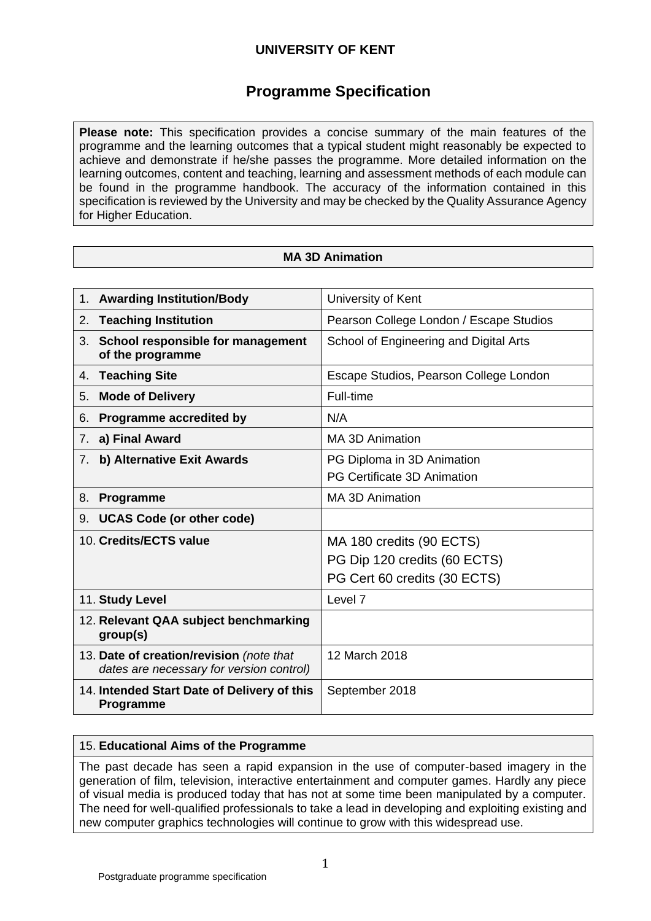**UNIVERSITY OF KENT**

# Programme Specification

**Please note:** This specification provides a concise summary of the main features of the programme and the learning outcomes that a typical student might reasonably be expected to achieve and demonstrate if he/she passes the programme. More detailed information on the learning outcomes, content and teaching, learning and assessment methods of each module can be found in the programme handbook. The accuracy of the information contained in this specification is reviewed by the University and may be checked by the Quality Assurance Agency for Higher Education.

## MA 3D Animation

| | |
|---|---|
| 1. **Awarding Institution/Body** | University of Kent |
| 2. **Teaching Institution** | Pearson College London / Escape Studios |
| 3. **School responsible for management of the programme** | School of Engineering and Digital Arts |
| 4. **Teaching Site** | Escape Studios, Pearson College London |
| 5. **Mode of Delivery** | Full-time |
| 6. **Programme accredited by** | N/A |
| 7. **a) Final Award** | MA 3D Animation |
| 7. **b) Alternative Exit Awards** | PG Diploma in 3D Animation<br>PG Certificate 3D Animation |
| 8. **Programme** | MA 3D Animation |
| 9. **UCAS Code (or other code)** | |
| 10. **Credits/ECTS value** | MA 180 credits (90 ECTS)<br>PG Dip 120 credits (60 ECTS)<br>PG Cert 60 credits (30 ECTS) |
| 11. **Study Level** | Level 7 |
| 12. **Relevant QAA subject benchmarking group(s)** | |
| 13. **Date of creation/revision** *(note that dates are necessary for version control)* | 12 March 2018 |
| 14. **Intended Start Date of Delivery of this Programme** | September 2018 |

### 15. Educational Aims of the Programme

The past decade has seen a rapid expansion in the use of computer-based imagery in the generation of film, television, interactive entertainment and computer games. Hardly any piece of visual media is produced today that has not at some time been manipulated by a computer. The need for well-qualified professionals to take a lead in developing and exploiting existing and new computer graphics technologies will continue to grow with this widespread use.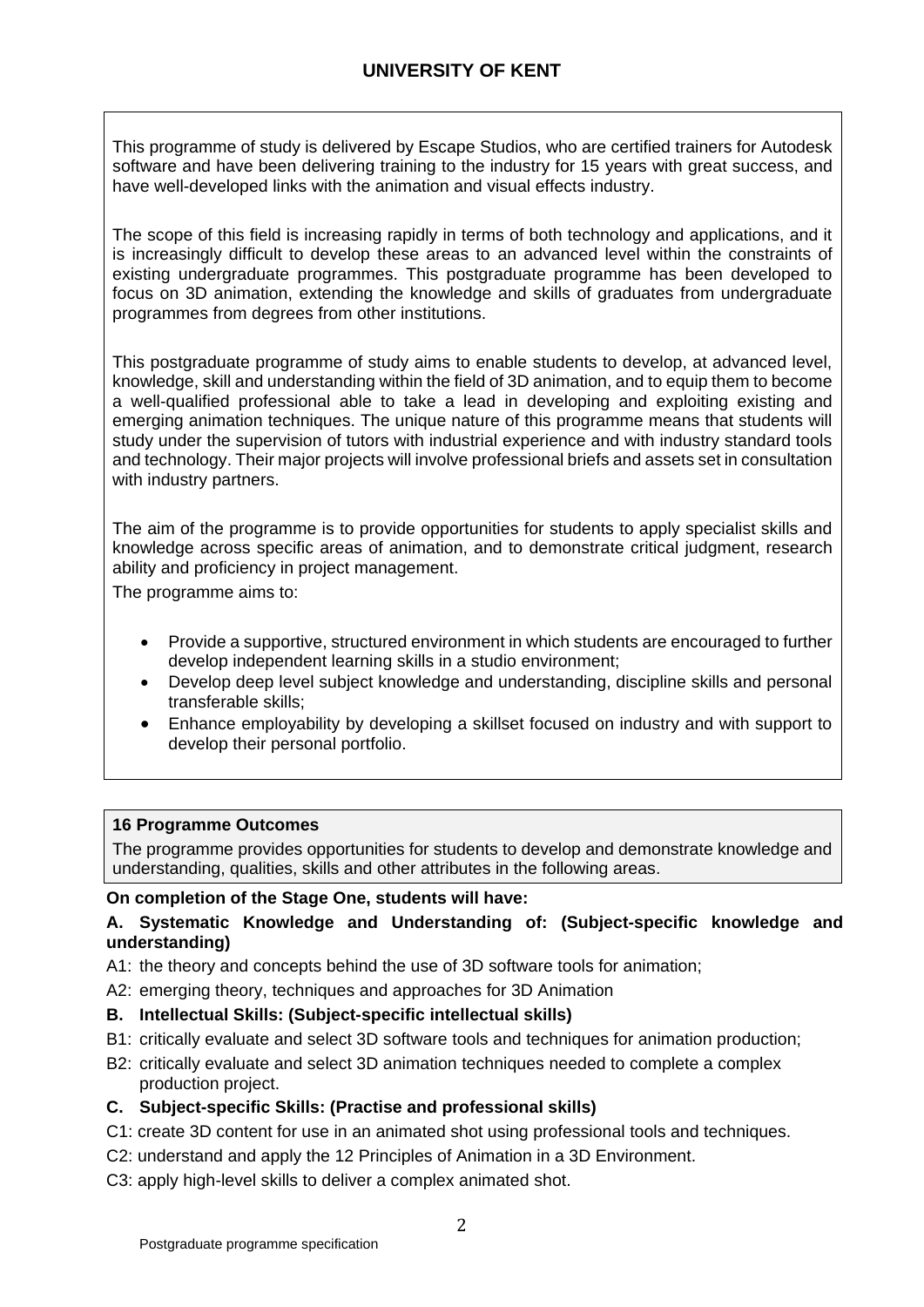This programme of study is delivered by Escape Studios, who are certified trainers for Autodesk software and have been delivering training to the industry for 15 years with great success, and have well-developed links with the animation and visual effects industry.

The scope of this field is increasing rapidly in terms of both technology and applications, and it is increasingly difficult to develop these areas to an advanced level within the constraints of existing undergraduate programmes. This postgraduate programme has been developed to focus on 3D animation, extending the knowledge and skills of graduates from undergraduate programmes from degrees from other institutions.

This postgraduate programme of study aims to enable students to develop, at advanced level, knowledge, skill and understanding within the field of 3D animation, and to equip them to become a well-qualified professional able to take a lead in developing and exploiting existing and emerging animation techniques. The unique nature of this programme means that students will study under the supervision of tutors with industrial experience and with industry standard tools and technology. Their major projects will involve professional briefs and assets set in consultation with industry partners.

The aim of the programme is to provide opportunities for students to apply specialist skills and knowledge across specific areas of animation, and to demonstrate critical judgment, research ability and proficiency in project management.

The programme aims to:

- Provide a supportive, structured environment in which students are encouraged to further develop independent learning skills in a studio environment;
- Develop deep level subject knowledge and understanding, discipline skills and personal transferable skills;
- Enhance employability by developing a skillset focused on industry and with support to develop their personal portfolio.

**16 Programme Outcomes**

The programme provides opportunities for students to develop and demonstrate knowledge and understanding, qualities, skills and other attributes in the following areas.

**On completion of the Stage One, students will have:**

**A. Systematic Knowledge and Understanding of: (Subject-specific knowledge and understanding)**

A1: the theory and concepts behind the use of 3D software tools for animation;

A2: emerging theory, techniques and approaches for 3D Animation

**B. Intellectual Skills: (Subject-specific intellectual skills)**

B1: critically evaluate and select 3D software tools and techniques for animation production;

B2: critically evaluate and select 3D animation techniques needed to complete a complex production project.

**C. Subject-specific Skills: (Practise and professional skills)**

C1: create 3D content for use in an animated shot using professional tools and techniques.

C2: understand and apply the 12 Principles of Animation in a 3D Environment.

C3: apply high-level skills to deliver a complex animated shot.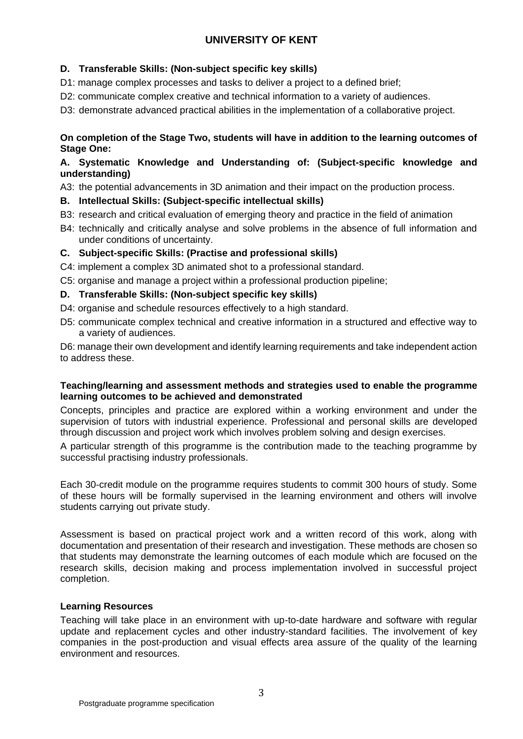**D. Transferable Skills: (Non-subject specific key skills)**

D1: manage complex processes and tasks to deliver a project to a defined brief;

D2: communicate complex creative and technical information to a variety of audiences.

D3: demonstrate advanced practical abilities in the implementation of a collaborative project.

**On completion of the Stage Two, students will have in addition to the learning outcomes of Stage One:**

**A. Systematic Knowledge and Understanding of: (Subject-specific knowledge and understanding)**

A3: the potential advancements in 3D animation and their impact on the production process.

**B. Intellectual Skills: (Subject-specific intellectual skills)**

B3: research and critical evaluation of emerging theory and practice in the field of animation

B4: technically and critically analyse and solve problems in the absence of full information and under conditions of uncertainty.

**C. Subject-specific Skills: (Practise and professional skills)**

C4: implement a complex 3D animated shot to a professional standard.

C5: organise and manage a project within a professional production pipeline;

**D. Transferable Skills: (Non-subject specific key skills)**

D4: organise and schedule resources effectively to a high standard.

D5: communicate complex technical and creative information in a structured and effective way to a variety of audiences.

D6: manage their own development and identify learning requirements and take independent action to address these.

**Teaching/learning and assessment methods and strategies used to enable the programme learning outcomes to be achieved and demonstrated**

Concepts, principles and practice are explored within a working environment and under the supervision of tutors with industrial experience. Professional and personal skills are developed through discussion and project work which involves problem solving and design exercises.

A particular strength of this programme is the contribution made to the teaching programme by successful practising industry professionals.

Each 30-credit module on the programme requires students to commit 300 hours of study. Some of these hours will be formally supervised in the learning environment and others will involve students carrying out private study.

Assessment is based on practical project work and a written record of this work, along with documentation and presentation of their research and investigation. These methods are chosen so that students may demonstrate the learning outcomes of each module which are focused on the research skills, decision making and process implementation involved in successful project completion.

**Learning Resources**

Teaching will take place in an environment with up-to-date hardware and software with regular update and replacement cycles and other industry-standard facilities. The involvement of key companies in the post-production and visual effects area assure of the quality of the learning environment and resources.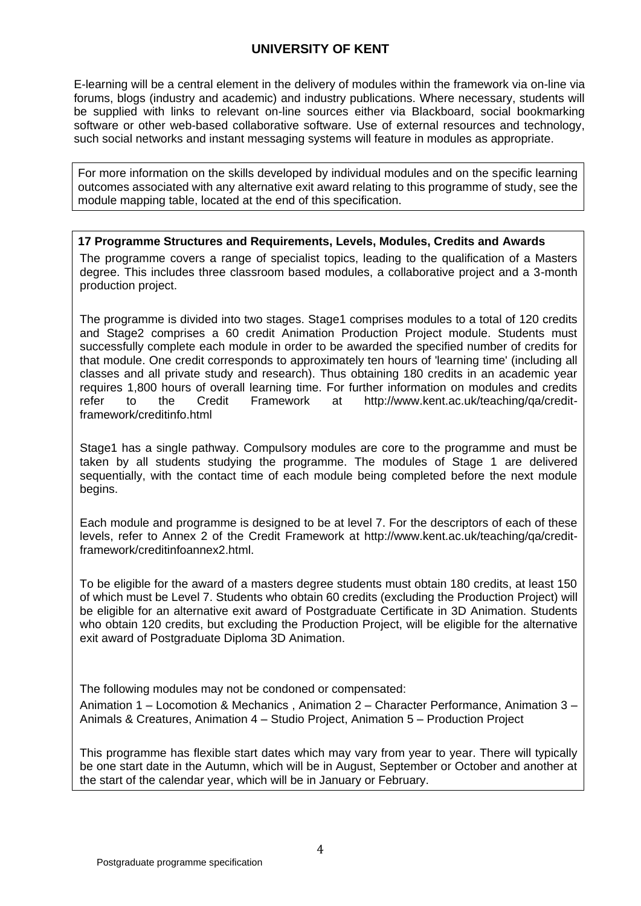E-learning will be a central element in the delivery of modules within the framework via on-line via forums, blogs (industry and academic) and industry publications. Where necessary, students will be supplied with links to relevant on-line sources either via Blackboard, social bookmarking software or other web-based collaborative software. Use of external resources and technology, such social networks and instant messaging systems will feature in modules as appropriate.

For more information on the skills developed by individual modules and on the specific learning outcomes associated with any alternative exit award relating to this programme of study, see the module mapping table, located at the end of this specification.

**17 Programme Structures and Requirements, Levels, Modules, Credits and Awards**

The programme covers a range of specialist topics, leading to the qualification of a Masters degree. This includes three classroom based modules, a collaborative project and a 3-month production project.

The programme is divided into two stages. Stage1 comprises modules to a total of 120 credits and Stage2 comprises a 60 credit Animation Production Project module. Students must successfully complete each module in order to be awarded the specified number of credits for that module. One credit corresponds to approximately ten hours of 'learning time' (including all classes and all private study and research). Thus obtaining 180 credits in an academic year requires 1,800 hours of overall learning time. For further information on modules and credits refer to the Credit Framework at http://www.kent.ac.uk/teaching/qa/credit-framework/creditinfo.html

Stage1 has a single pathway. Compulsory modules are core to the programme and must be taken by all students studying the programme. The modules of Stage 1 are delivered sequentially, with the contact time of each module being completed before the next module begins.

Each module and programme is designed to be at level 7. For the descriptors of each of these levels, refer to Annex 2 of the Credit Framework at http://www.kent.ac.uk/teaching/qa/credit-framework/creditinfoannex2.html.

To be eligible for the award of a masters degree students must obtain 180 credits, at least 150 of which must be Level 7. Students who obtain 60 credits (excluding the Production Project) will be eligible for an alternative exit award of Postgraduate Certificate in 3D Animation. Students who obtain 120 credits, but excluding the Production Project, will be eligible for the alternative exit award of Postgraduate Diploma 3D Animation.

The following modules may not be condoned or compensated:

Animation 1 – Locomotion & Mechanics , Animation 2 – Character Performance, Animation 3 – Animals & Creatures, Animation 4 – Studio Project, Animation 5 – Production Project

This programme has flexible start dates which may vary from year to year. There will typically be one start date in the Autumn, which will be in August, September or October and another at the start of the calendar year, which will be in January or February.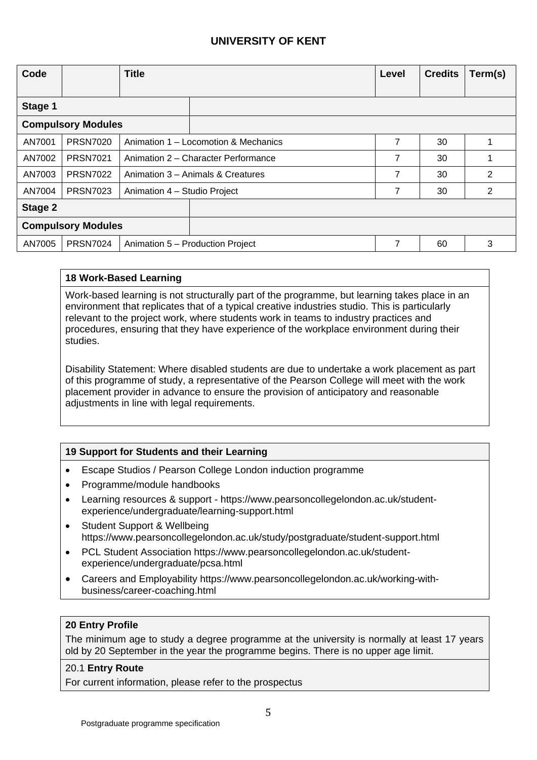**UNIVERSITY OF KENT**

| Code | | Title | Level | Credits | Term(s) |
|---|---|---|---|---|---|
| **Stage 1** | | | | | |
| **Compulsory Modules** | | | | | |
| AN7001 | PRSN7020 | Animation 1 – Locomotion & Mechanics | 7 | 30 | 1 |
| AN7002 | PRSN7021 | Animation 2 – Character Performance | 7 | 30 | 1 |
| AN7003 | PRSN7022 | Animation 3 – Animals & Creatures | 7 | 30 | 2 |
| AN7004 | PRSN7023 | Animation 4 – Studio Project | 7 | 30 | 2 |
| **Stage 2** | | | | | |
| **Compulsory Modules** | | | | | |
| AN7005 | PRSN7024 | Animation 5 – Production Project | 7 | 60 | 3 |

**18 Work-Based Learning**

Work-based learning is not structurally part of the programme, but learning takes place in an environment that replicates that of a typical creative industries studio. This is particularly relevant to the project work, where students work in teams to industry practices and procedures, ensuring that they have experience of the workplace environment during their studies.

Disability Statement: Where disabled students are due to undertake a work placement as part of this programme of study, a representative of the Pearson College will meet with the work placement provider in advance to ensure the provision of anticipatory and reasonable adjustments in line with legal requirements.

**19 Support for Students and their Learning**

- Escape Studios / Pearson College London induction programme
- Programme/module handbooks
- Learning resources & support - https://www.pearsoncollegelondon.ac.uk/student-experience/undergraduate/learning-support.html
- Student Support & Wellbeing https://www.pearsoncollegelondon.ac.uk/study/postgraduate/student-support.html
- PCL Student Association https://www.pearsoncollegelondon.ac.uk/student-experience/undergraduate/pcsa.html
- Careers and Employability https://www.pearsoncollegelondon.ac.uk/working-with-business/career-coaching.html

**20 Entry Profile**

The minimum age to study a degree programme at the university is normally at least 17 years old by 20 September in the year the programme begins. There is no upper age limit.

20.1 **Entry Route**

For current information, please refer to the prospectus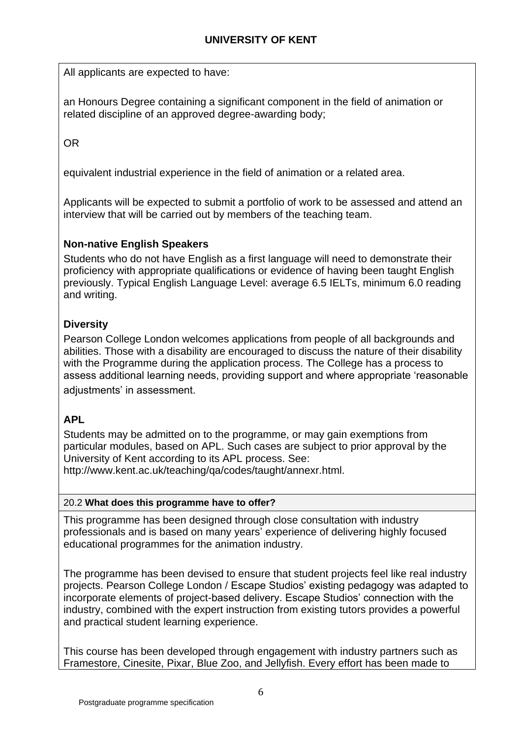All applicants are expected to have:

an Honours Degree containing a significant component in the field of animation or related discipline of an approved degree-awarding body;

OR

equivalent industrial experience in the field of animation or a related area.

Applicants will be expected to submit a portfolio of work to be assessed and attend an interview that will be carried out by members of the teaching team.

**Non-native English Speakers**

Students who do not have English as a first language will need to demonstrate their proficiency with appropriate qualifications or evidence of having been taught English previously. Typical English Language Level: average 6.5 IELTs, minimum 6.0 reading and writing.

**Diversity**

Pearson College London welcomes applications from people of all backgrounds and abilities. Those with a disability are encouraged to discuss the nature of their disability with the Programme during the application process. The College has a process to assess additional learning needs, providing support and where appropriate 'reasonable adjustments' in assessment.

**APL**

Students may be admitted on to the programme, or may gain exemptions from particular modules, based on APL. Such cases are subject to prior approval by the University of Kent according to its APL process. See: http://www.kent.ac.uk/teaching/qa/codes/taught/annexr.html.

20.2 **What does this programme have to offer?**

This programme has been designed through close consultation with industry professionals and is based on many years' experience of delivering highly focused educational programmes for the animation industry.

The programme has been devised to ensure that student projects feel like real industry projects. Pearson College London / Escape Studios' existing pedagogy was adapted to incorporate elements of project-based delivery. Escape Studios' connection with the industry, combined with the expert instruction from existing tutors provides a powerful and practical student learning experience.

This course has been developed through engagement with industry partners such as Framestore, Cinesite, Pixar, Blue Zoo, and Jellyfish. Every effort has been made to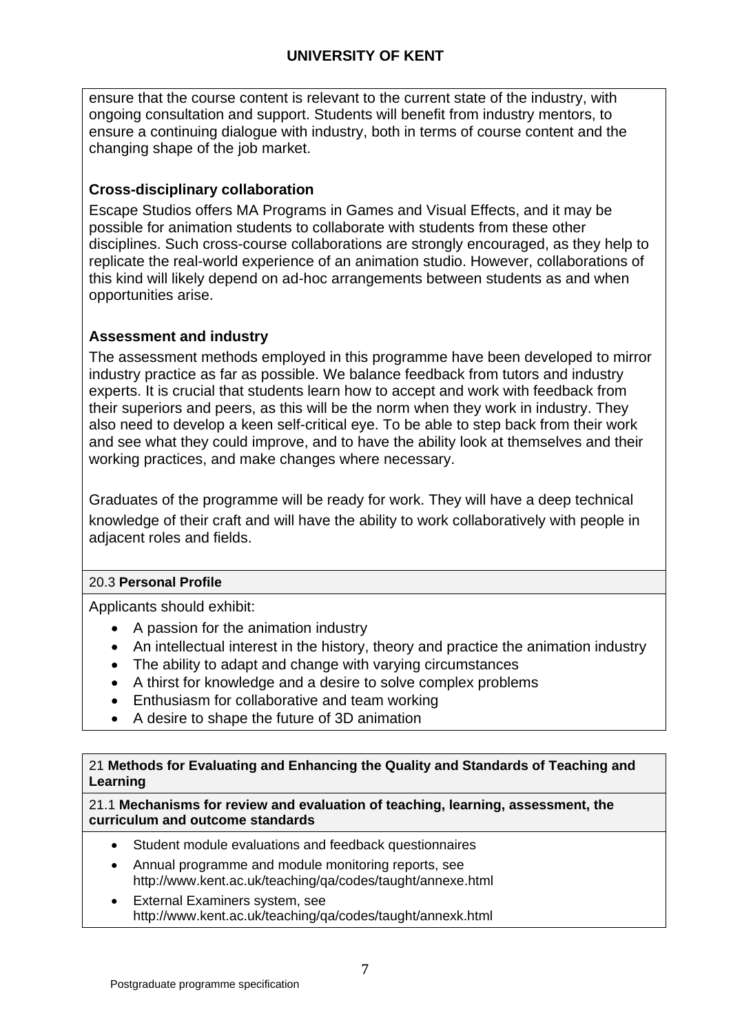ensure that the course content is relevant to the current state of the industry, with ongoing consultation and support. Students will benefit from industry mentors, to ensure a continuing dialogue with industry, both in terms of course content and the changing shape of the job market.

### Cross-disciplinary collaboration

Escape Studios offers MA Programs in Games and Visual Effects, and it may be possible for animation students to collaborate with students from these other disciplines. Such cross-course collaborations are strongly encouraged, as they help to replicate the real-world experience of an animation studio. However, collaborations of this kind will likely depend on ad-hoc arrangements between students as and when opportunities arise.

### Assessment and industry

The assessment methods employed in this programme have been developed to mirror industry practice as far as possible. We balance feedback from tutors and industry experts. It is crucial that students learn how to accept and work with feedback from their superiors and peers, as this will be the norm when they work in industry. They also need to develop a keen self-critical eye. To be able to step back from their work and see what they could improve, and to have the ability look at themselves and their working practices, and make changes where necessary.

Graduates of the programme will be ready for work. They will have a deep technical knowledge of their craft and will have the ability to work collaboratively with people in adjacent roles and fields.

### 20.3 Personal Profile

Applicants should exhibit:

- A passion for the animation industry
- An intellectual interest in the history, theory and practice the animation industry
- The ability to adapt and change with varying circumstances
- A thirst for knowledge and a desire to solve complex problems
- Enthusiasm for collaborative and team working
- A desire to shape the future of 3D animation

## 21 Methods for Evaluating and Enhancing the Quality and Standards of Teaching and Learning

### 21.1 Mechanisms for review and evaluation of teaching, learning, assessment, the curriculum and outcome standards

- Student module evaluations and feedback questionnaires
- Annual programme and module monitoring reports, see http://www.kent.ac.uk/teaching/qa/codes/taught/annexe.html
- External Examiners system, see http://www.kent.ac.uk/teaching/qa/codes/taught/annexk.html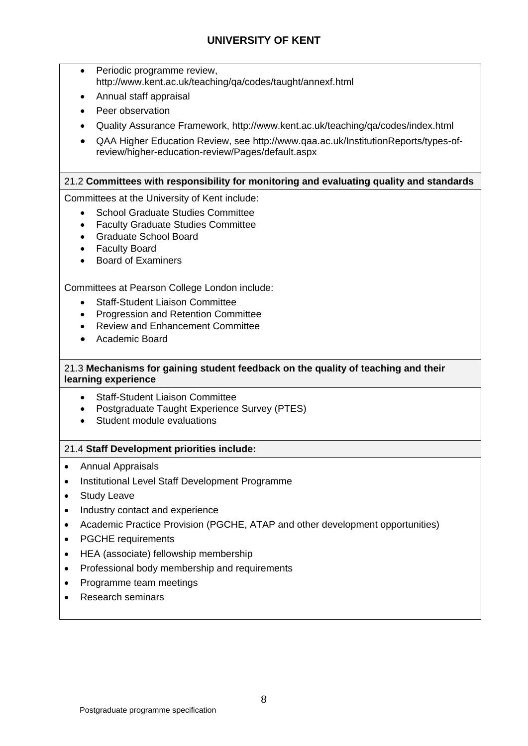- Periodic programme review, http://www.kent.ac.uk/teaching/qa/codes/taught/annexf.html
- Annual staff appraisal
- Peer observation
- Quality Assurance Framework, http://www.kent.ac.uk/teaching/qa/codes/index.html
- QAA Higher Education Review, see http://www.qaa.ac.uk/InstitutionReports/types-of-review/higher-education-review/Pages/default.aspx

### 21.2 **Committees with responsibility for monitoring and evaluating quality and standards**

Committees at the University of Kent include:

- School Graduate Studies Committee
- Faculty Graduate Studies Committee
- Graduate School Board
- Faculty Board
- Board of Examiners

Committees at Pearson College London include:

- Staff-Student Liaison Committee
- Progression and Retention Committee
- Review and Enhancement Committee
- Academic Board

### 21.3 **Mechanisms for gaining student feedback on the quality of teaching and their learning experience**

- Staff-Student Liaison Committee
- Postgraduate Taught Experience Survey (PTES)
- Student module evaluations

### 21.4 **Staff Development priorities include:**

- Annual Appraisals
- Institutional Level Staff Development Programme
- Study Leave
- Industry contact and experience
- Academic Practice Provision (PGCHE, ATAP and other development opportunities)
- PGCHE requirements
- HEA (associate) fellowship membership
- Professional body membership and requirements
- Programme team meetings
- Research seminars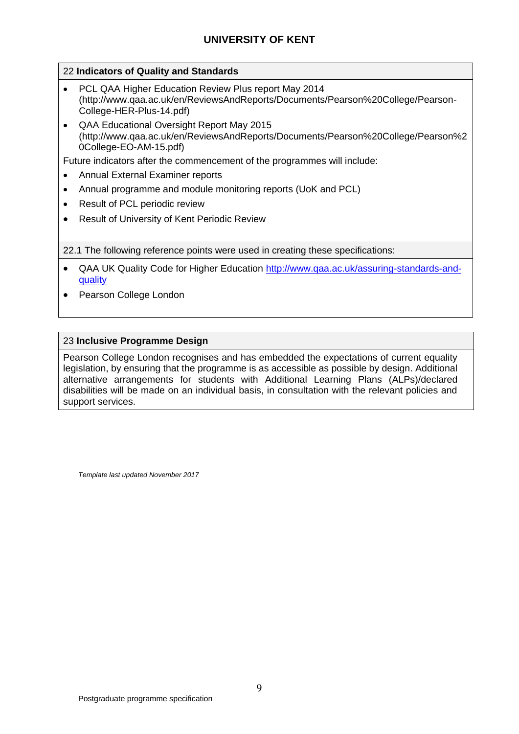## 22 **Indicators of Quality and Standards**

- PCL QAA Higher Education Review Plus report May 2014 (http://www.qaa.ac.uk/en/ReviewsAndReports/Documents/Pearson%20College/Pearson-College-HER-Plus-14.pdf)
- QAA Educational Oversight Report May 2015 (http://www.qaa.ac.uk/en/ReviewsAndReports/Documents/Pearson%20College/Pearson%20College-EO-AM-15.pdf)

Future indicators after the commencement of the programmes will include:

- Annual External Examiner reports
- Annual programme and module monitoring reports (UoK and PCL)
- Result of PCL periodic review
- Result of University of Kent Periodic Review

22.1 The following reference points were used in creating these specifications:

- QAA UK Quality Code for Higher Education [http://www.qaa.ac.uk/assuring-standards-and-quality](http://www.qaa.ac.uk/assuring-standards-and-quality)
- Pearson College London

## 23 **Inclusive Programme Design**

Pearson College London recognises and has embedded the expectations of current equality legislation, by ensuring that the programme is as accessible as possible by design. Additional alternative arrangements for students with Additional Learning Plans (ALPs)/declared disabilities will be made on an individual basis, in consultation with the relevant policies and support services.

*Template last updated November 2017*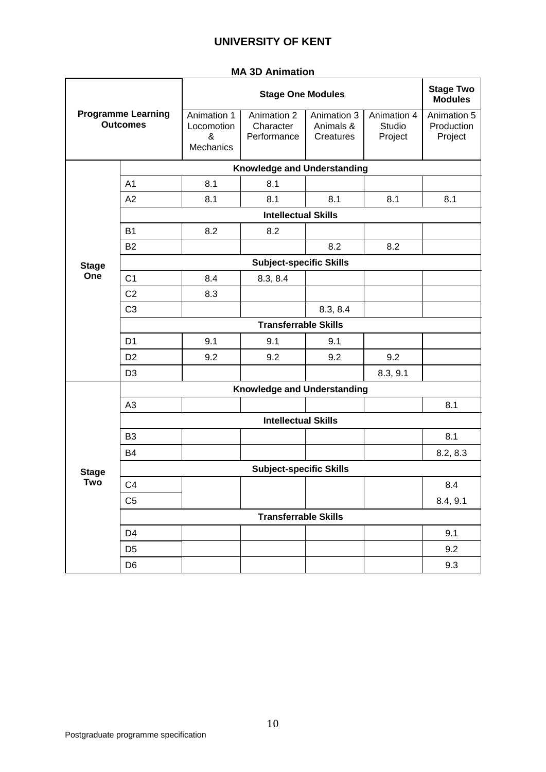## UNIVERSITY OF KENT

### MA 3D Animation

| Programme Learning Outcomes | | Stage One Modules | | | | Stage Two Modules |
|---|---|---|---|---|---|---|
| | | Animation 1 Locomotion & Mechanics | Animation 2 Character Performance | Animation 3 Animals & Creatures | Animation 4 Studio Project | Animation 5 Production Project |
| **Stage One** | **Knowledge and Understanding** | | | | | |
| | A1 | 8.1 | 8.1 | | | |
| | A2 | 8.1 | 8.1 | 8.1 | 8.1 | 8.1 |
| | **Intellectual Skills** | | | | | |
| | B1 | 8.2 | 8.2 | | | |
| | B2 | | | 8.2 | 8.2 | |
| | **Subject-specific Skills** | | | | | |
| | C1 | 8.4 | 8.3, 8.4 | | | |
| | C2 | 8.3 | | | | |
| | C3 | | | 8.3, 8.4 | | |
| | **Transferrable Skills** | | | | | |
| | D1 | 9.1 | 9.1 | 9.1 | | |
| | D2 | 9.2 | 9.2 | 9.2 | 9.2 | |
| | D3 | | | | 8.3, 9.1 | |
| **Stage Two** | **Knowledge and Understanding** | | | | | |
| | A3 | | | | | 8.1 |
| | **Intellectual Skills** | | | | | |
| | B3 | | | | | 8.1 |
| | B4 | | | | | 8.2, 8.3 |
| | **Subject-specific Skills** | | | | | |
| | C4 | | | | | 8.4 |
| | C5 | | | | | 8.4, 9.1 |
| | **Transferrable Skills** | | | | | |
| | D4 | | | | | 9.1 |
| | D5 | | | | | 9.2 |
| | D6 | | | | | 9.3 |